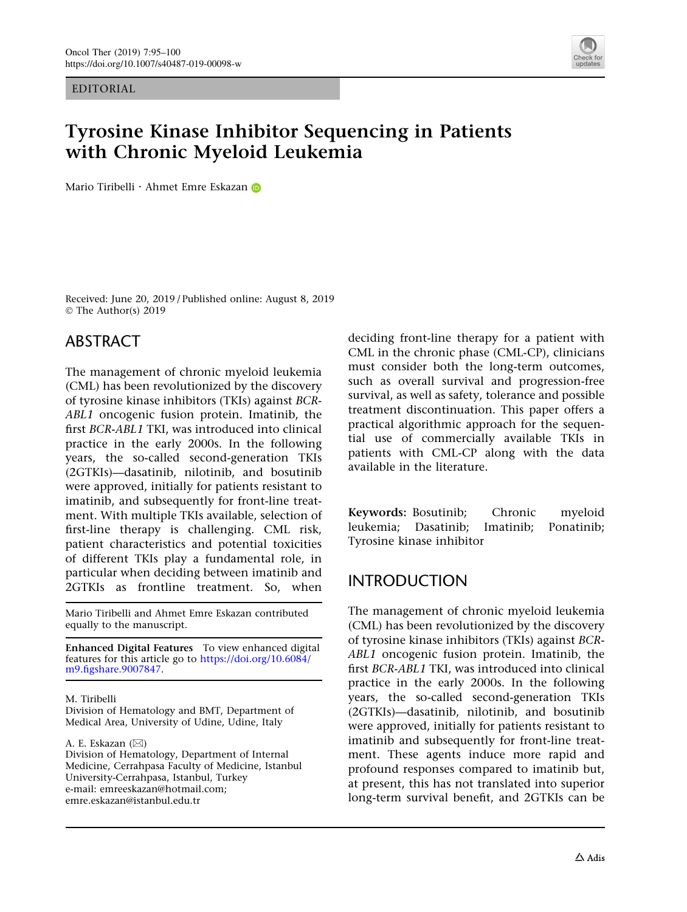EDITORIAL

# Tyrosine Kinase Inhibitor Sequencing in Patients with Chronic Myeloid Leukemia

Mario Tiribelli · Ahmet Emre Eskazan

Received: June 20, 2019 / Published online: August 8, 2019
© The Author(s) 2019

## ABSTRACT

The management of chronic myeloid leukemia (CML) has been revolutionized by the discovery of tyrosine kinase inhibitors (TKIs) against *BCR-ABL1* oncogenic fusion protein. Imatinib, the first *BCR-ABL1* TKI, was introduced into clinical practice in the early 2000s. In the following years, the so-called second-generation TKIs (2GTKIs)—dasatinib, nilotinib, and bosutinib were approved, initially for patients resistant to imatinib, and subsequently for front-line treatment. With multiple TKIs available, selection of first-line therapy is challenging. CML risk, patient characteristics and potential toxicities of different TKIs play a fundamental role, in particular when deciding between imatinib and 2GTKIs as frontline treatment. So, when deciding front-line therapy for a patient with CML in the chronic phase (CML-CP), clinicians must consider both the long-term outcomes, such as overall survival and progression-free survival, as well as safety, tolerance and possible treatment discontinuation. This paper offers a practical algorithmic approach for the sequential use of commercially available TKIs in patients with CML-CP along with the data available in the literature.

**Keywords:** Bosutinib; Chronic myeloid leukemia; Dasatinib; Imatinib; Ponatinib; Tyrosine kinase inhibitor

Mario Tiribelli and Ahmet Emre Eskazan contributed equally to the manuscript.

**Enhanced Digital Features** To view enhanced digital features for this article go to https://doi.org/10.6084/m9.figshare.9007847.

M. Tiribelli
Division of Hematology and BMT, Department of Medical Area, University of Udine, Udine, Italy

A. E. Eskazan (✉)
Division of Hematology, Department of Internal Medicine, Cerrahpasa Faculty of Medicine, Istanbul University-Cerrahpasa, Istanbul, Turkey
e-mail: emreeskazan@hotmail.com; emre.eskazan@istanbul.edu.tr

## INTRODUCTION

The management of chronic myeloid leukemia (CML) has been revolutionized by the discovery of tyrosine kinase inhibitors (TKIs) against *BCR-ABL1* oncogenic fusion protein. Imatinib, the first *BCR-ABL1* TKI, was introduced into clinical practice in the early 2000s. In the following years, the so-called second-generation TKIs (2GTKIs)—dasatinib, nilotinib, and bosutinib were approved, initially for patients resistant to imatinib and subsequently for front-line treatment. These agents induce more rapid and profound responses compared to imatinib but, at present, this has not translated into superior long-term survival benefit, and 2GTKIs can be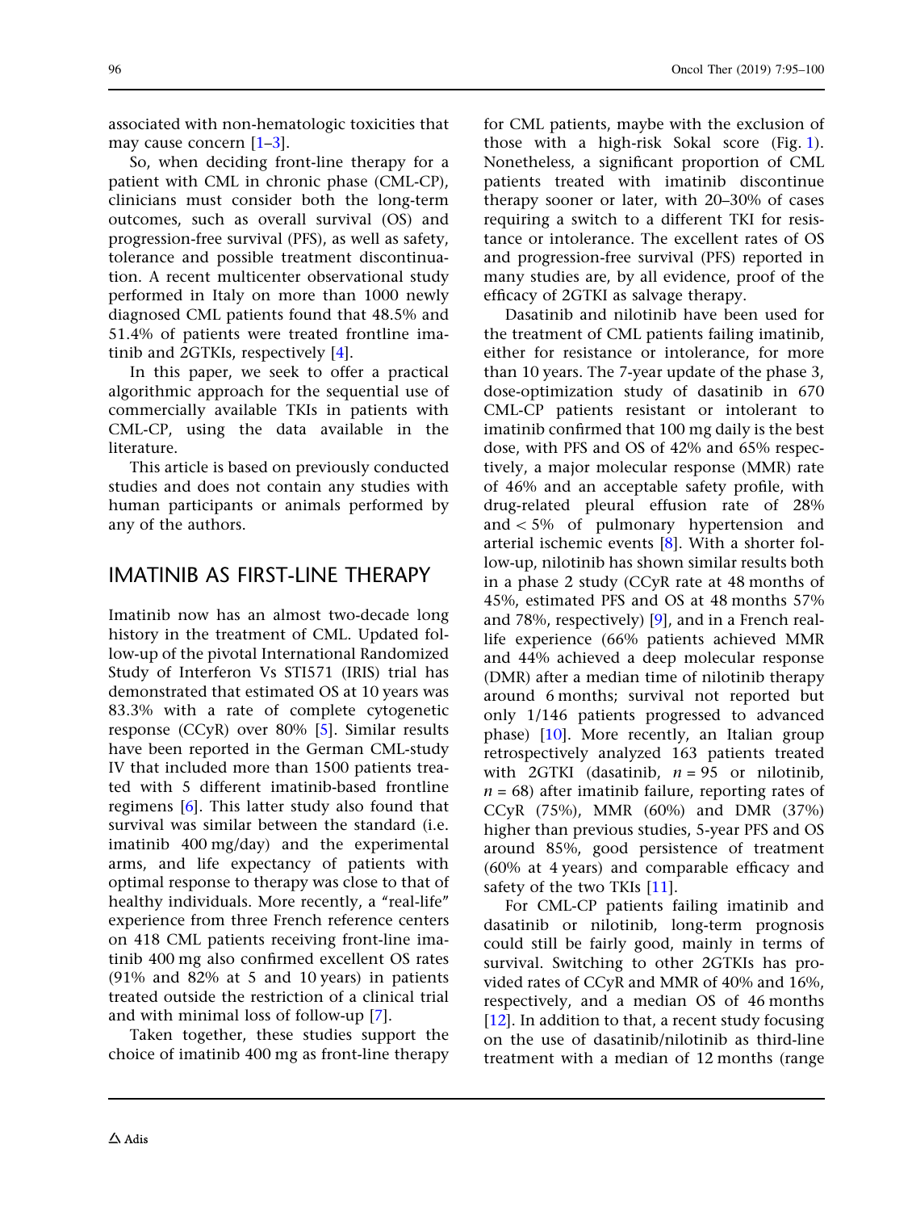associated with non-hematologic toxicities that may cause concern [1–3].

So, when deciding front-line therapy for a patient with CML in chronic phase (CML-CP), clinicians must consider both the long-term outcomes, such as overall survival (OS) and progression-free survival (PFS), as well as safety, tolerance and possible treatment discontinuation. A recent multicenter observational study performed in Italy on more than 1000 newly diagnosed CML patients found that 48.5% and 51.4% of patients were treated frontline imatinib and 2GTKIs, respectively [4].

In this paper, we seek to offer a practical algorithmic approach for the sequential use of commercially available TKIs in patients with CML-CP, using the data available in the literature.

This article is based on previously conducted studies and does not contain any studies with human participants or animals performed by any of the authors.

## IMATINIB AS FIRST-LINE THERAPY

Imatinib now has an almost two-decade long history in the treatment of CML. Updated follow-up of the pivotal International Randomized Study of Interferon Vs STI571 (IRIS) trial has demonstrated that estimated OS at 10 years was 83.3% with a rate of complete cytogenetic response (CCyR) over 80% [5]. Similar results have been reported in the German CML-study IV that included more than 1500 patients treated with 5 different imatinib-based frontline regimens [6]. This latter study also found that survival was similar between the standard (i.e. imatinib 400 mg/day) and the experimental arms, and life expectancy of patients with optimal response to therapy was close to that of healthy individuals. More recently, a "real-life" experience from three French reference centers on 418 CML patients receiving front-line imatinib 400 mg also confirmed excellent OS rates (91% and 82% at 5 and 10 years) in patients treated outside the restriction of a clinical trial and with minimal loss of follow-up [7].

Taken together, these studies support the choice of imatinib 400 mg as front-line therapy for CML patients, maybe with the exclusion of those with a high-risk Sokal score (Fig. 1). Nonetheless, a significant proportion of CML patients treated with imatinib discontinue therapy sooner or later, with 20–30% of cases requiring a switch to a different TKI for resistance or intolerance. The excellent rates of OS and progression-free survival (PFS) reported in many studies are, by all evidence, proof of the efficacy of 2GTKI as salvage therapy.

Dasatinib and nilotinib have been used for the treatment of CML patients failing imatinib, either for resistance or intolerance, for more than 10 years. The 7-year update of the phase 3, dose-optimization study of dasatinib in 670 CML-CP patients resistant or intolerant to imatinib confirmed that 100 mg daily is the best dose, with PFS and OS of 42% and 65% respectively, a major molecular response (MMR) rate of 46% and an acceptable safety profile, with drug-related pleural effusion rate of 28% and < 5% of pulmonary hypertension and arterial ischemic events [8]. With a shorter follow-up, nilotinib has shown similar results both in a phase 2 study (CCyR rate at 48 months of 45%, estimated PFS and OS at 48 months 57% and 78%, respectively) [9], and in a French real-life experience (66% patients achieved MMR and 44% achieved a deep molecular response (DMR) after a median time of nilotinib therapy around 6 months; survival not reported but only 1/146 patients progressed to advanced phase) [10]. More recently, an Italian group retrospectively analyzed 163 patients treated with 2GTKI (dasatinib, $n = 95$ or nilotinib, $n = 68$) after imatinib failure, reporting rates of CCyR (75%), MMR (60%) and DMR (37%) higher than previous studies, 5-year PFS and OS around 85%, good persistence of treatment (60% at 4 years) and comparable efficacy and safety of the two TKIs [11].

For CML-CP patients failing imatinib and dasatinib or nilotinib, long-term prognosis could still be fairly good, mainly in terms of survival. Switching to other 2GTKIs has provided rates of CCyR and MMR of 40% and 16%, respectively, and a median OS of 46 months [12]. In addition to that, a recent study focusing on the use of dasatinib/nilotinib as third-line treatment with a median of 12 months (range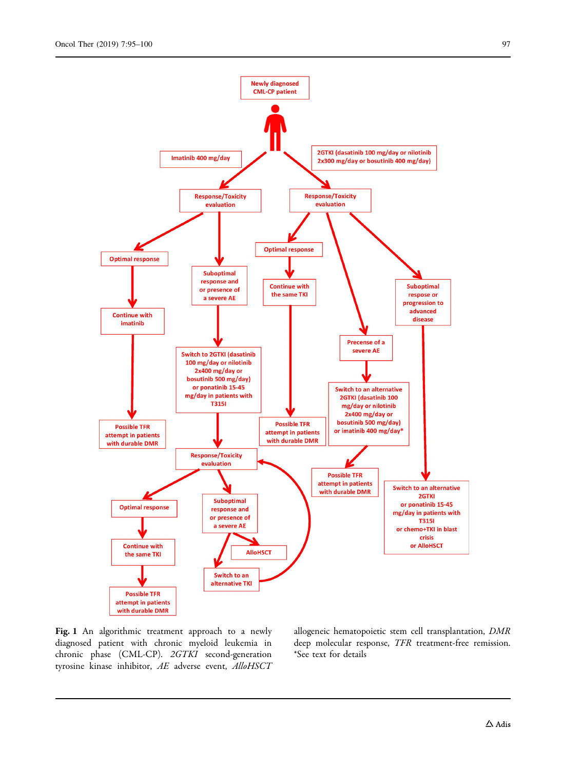Newly diagnosed CML-CP patient

Imatinib 400 mg/day

2GTKI (dasatinib 100 mg/day or nilotinib 2x300 mg/day or bosutinib 400 mg/day)

Response/Toxicity evaluation

Response/Toxicity evaluation

Optimal response

Suboptimal response and or presence of a severe AE

Optimal response

Continue with the same TKI

Suboptimal respose or progression to advanced disease

Continue with imatinib

Switch to 2GTKI (dasatinib 100 mg/day or nilotinib 2x400 mg/day or bosutinib 500 mg/day) or ponatinib 15-45 mg/day in patients with T315I

Precense of a severe AE

Switch to an alternative 2GTKI (dasatinib 100 mg/day or nilotinib 2x400 mg/day or bosutinib 500 mg/day) or imatinib 400 mg/day*

Possible TFR attempt in patients with durable DMR

Possible TFR attempt in patients with durable DMR

Response/Toxicity evaluation

Possible TFR attempt in patients with durable DMR

Switch to an alternative 2GTKI or ponatinib 15-45 mg/day in patients with T315I or chemo+TKI in blast crisis or AlloHSCT

Optimal response

Suboptimal response and or presence of a severe AE

Continue with the same TKI

AlloHSCT

Switch to an alternative TKI

Possible TFR attempt in patients with durable DMR

**Fig. 1** An algorithmic treatment approach to a newly diagnosed patient with chronic myeloid leukemia in chronic phase (CML-CP). *2GTKI* second-generation tyrosine kinase inhibitor, *AE* adverse event, *AlloHSCT* allogeneic hematopoietic stem cell transplantation, *DMR* deep molecular response, *TFR* treatment-free remission. *See text for details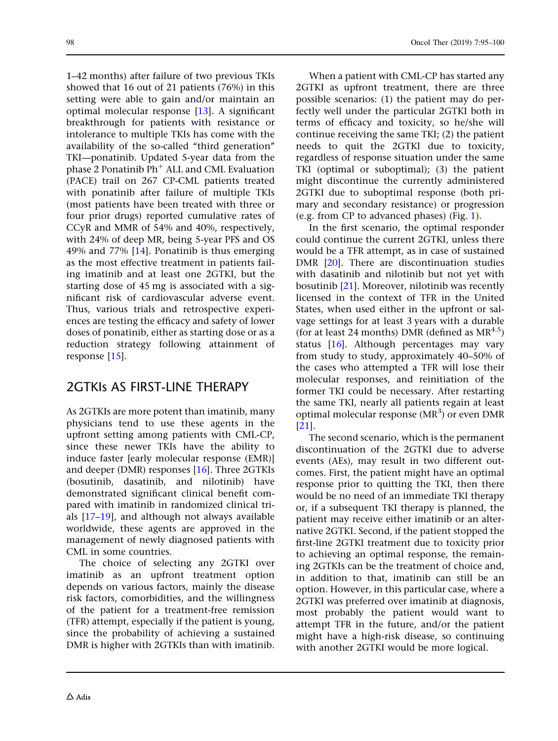1–42 months) after failure of two previous TKIs showed that 16 out of 21 patients (76%) in this setting were able to gain and/or maintain an optimal molecular response [13]. A significant breakthrough for patients with resistance or intolerance to multiple TKIs has come with the availability of the so-called "third generation" TKI—ponatinib. Updated 5-year data from the phase 2 Ponatinib Ph$^+$ ALL and CML Evaluation (PACE) trail on 267 CP-CML patients treated with ponatinib after failure of multiple TKIs (most patients have been treated with three or four prior drugs) reported cumulative rates of CCyR and MMR of 54% and 40%, respectively, with 24% of deep MR, being 5-year PFS and OS 49% and 77% [14]. Ponatinib is thus emerging as the most effective treatment in patients failing imatinib and at least one 2GTKI, but the starting dose of 45 mg is associated with a significant risk of cardiovascular adverse event. Thus, various trials and retrospective experiences are testing the efficacy and safety of lower doses of ponatinib, either as starting dose or as a reduction strategy following attainment of response [15].

## 2GTKIs AS FIRST-LINE THERAPY

As 2GTKIs are more potent than imatinib, many physicians tend to use these agents in the upfront setting among patients with CML-CP, since these newer TKIs have the ability to induce faster [early molecular response (EMR)] and deeper (DMR) responses [16]. Three 2GTKIs (bosutinib, dasatinib, and nilotinib) have demonstrated significant clinical benefit compared with imatinib in randomized clinical trials [17–19], and although not always available worldwide, these agents are approved in the management of newly diagnosed patients with CML in some countries.

The choice of selecting any 2GTKI over imatinib as an upfront treatment option depends on various factors, mainly the disease risk factors, comorbidities, and the willingness of the patient for a treatment-free remission (TFR) attempt, especially if the patient is young, since the probability of achieving a sustained DMR is higher with 2GTKIs than with imatinib.

When a patient with CML-CP has started any 2GTKI as upfront treatment, there are three possible scenarios: (1) the patient may do perfectly well under the particular 2GTKI both in terms of efficacy and toxicity, so he/she will continue receiving the same TKI; (2) the patient needs to quit the 2GTKI due to toxicity, regardless of response situation under the same TKI (optimal or suboptimal); (3) the patient might discontinue the currently administered 2GTKI due to suboptimal response (both primary and secondary resistance) or progression (e.g. from CP to advanced phases) (Fig. 1).

In the first scenario, the optimal responder could continue the current 2GTKI, unless there would be a TFR attempt, as in case of sustained DMR [20]. There are discontinuation studies with dasatinib and nilotinib but not yet with bosutinib [21]. Moreover, nilotinib was recently licensed in the context of TFR in the United States, when used either in the upfront or salvage settings for at least 3 years with a durable (for at least 24 months) DMR (defined as MR$^{4.5}$) status [16]. Although percentages may vary from study to study, approximately 40–50% of the cases who attempted a TFR will lose their molecular responses, and reinitiation of the former TKI could be necessary. After restarting the same TKI, nearly all patients regain at least optimal molecular response (MR$^3$) or even DMR [21].

The second scenario, which is the permanent discontinuation of the 2GTKI due to adverse events (AEs), may result in two different outcomes. First, the patient might have an optimal response prior to quitting the TKI, then there would be no need of an immediate TKI therapy or, if a subsequent TKI therapy is planned, the patient may receive either imatinib or an alternative 2GTKI. Second, if the patient stopped the first-line 2GTKI treatment due to toxicity prior to achieving an optimal response, the remaining 2GTKIs can be the treatment of choice and, in addition to that, imatinib can still be an option. However, in this particular case, where a 2GTKI was preferred over imatinib at diagnosis, most probably the patient would want to attempt TFR in the future, and/or the patient might have a high-risk disease, so continuing with another 2GTKI would be more logical.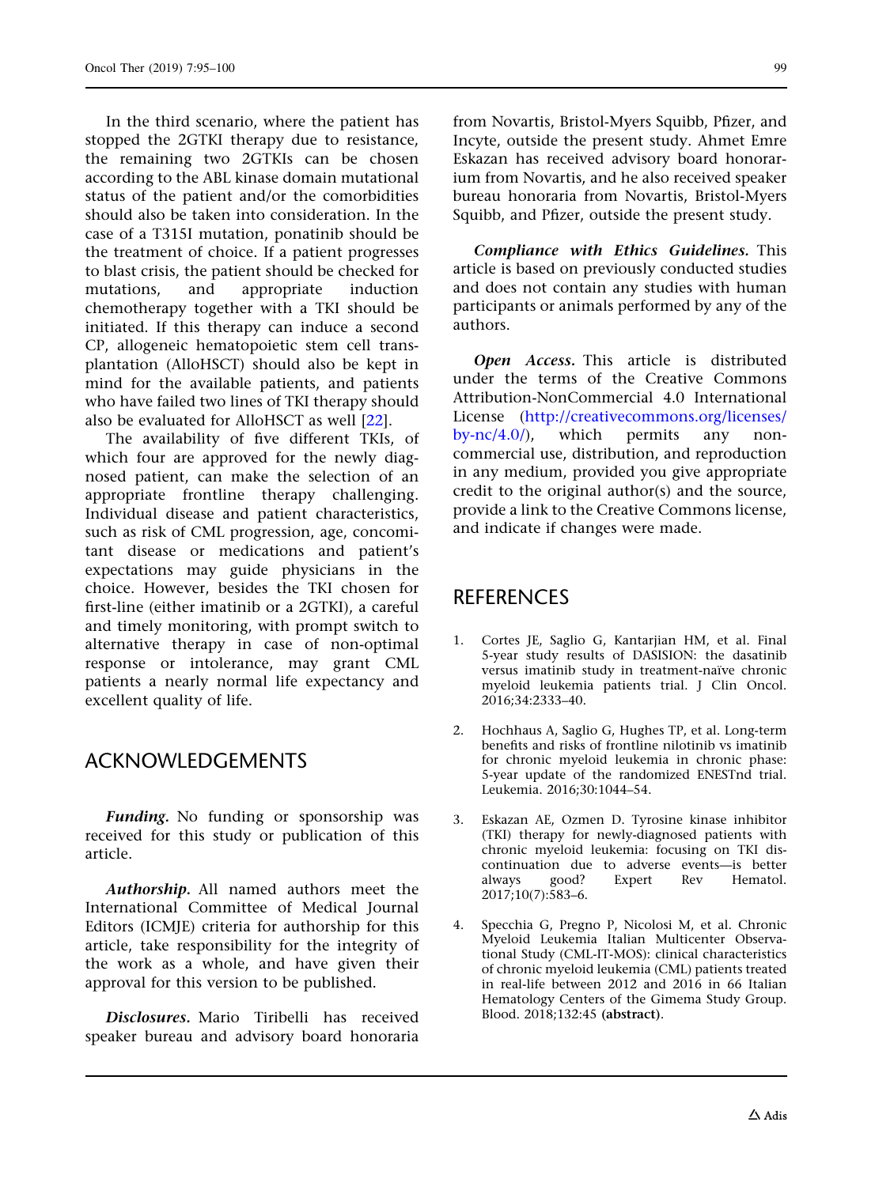In the third scenario, where the patient has stopped the 2GTKI therapy due to resistance, the remaining two 2GTKIs can be chosen according to the ABL kinase domain mutational status of the patient and/or the comorbidities should also be taken into consideration. In the case of a T315I mutation, ponatinib should be the treatment of choice. If a patient progresses to blast crisis, the patient should be checked for mutations, and appropriate induction chemotherapy together with a TKI should be initiated. If this therapy can induce a second CP, allogeneic hematopoietic stem cell transplantation (AlloHSCT) should also be kept in mind for the available patients, and patients who have failed two lines of TKI therapy should also be evaluated for AlloHSCT as well [22].

The availability of five different TKIs, of which four are approved for the newly diagnosed patient, can make the selection of an appropriate frontline therapy challenging. Individual disease and patient characteristics, such as risk of CML progression, age, concomitant disease or medications and patient's expectations may guide physicians in the choice. However, besides the TKI chosen for first-line (either imatinib or a 2GTKI), a careful and timely monitoring, with prompt switch to alternative therapy in case of non-optimal response or intolerance, may grant CML patients a nearly normal life expectancy and excellent quality of life.

## ACKNOWLEDGEMENTS

***Funding.*** No funding or sponsorship was received for this study or publication of this article.

***Authorship.*** All named authors meet the International Committee of Medical Journal Editors (ICMJE) criteria for authorship for this article, take responsibility for the integrity of the work as a whole, and have given their approval for this version to be published.

***Disclosures.*** Mario Tiribelli has received speaker bureau and advisory board honoraria from Novartis, Bristol-Myers Squibb, Pfizer, and Incyte, outside the present study. Ahmet Emre Eskazan has received advisory board honorarium from Novartis, and he also received speaker bureau honoraria from Novartis, Bristol-Myers Squibb, and Pfizer, outside the present study.

***Compliance with Ethics Guidelines.*** This article is based on previously conducted studies and does not contain any studies with human participants or animals performed by any of the authors.

***Open Access.*** This article is distributed under the terms of the Creative Commons Attribution-NonCommercial 4.0 International License (http://creativecommons.org/licenses/by-nc/4.0/), which permits any noncommercial use, distribution, and reproduction in any medium, provided you give appropriate credit to the original author(s) and the source, provide a link to the Creative Commons license, and indicate if changes were made.

## REFERENCES

1. Cortes JE, Saglio G, Kantarjian HM, et al. Final 5-year study results of DASISION: the dasatinib versus imatinib study in treatment-naïve chronic myeloid leukemia patients trial. J Clin Oncol. 2016;34:2333–40.

2. Hochhaus A, Saglio G, Hughes TP, et al. Long-term benefits and risks of frontline nilotinib vs imatinib for chronic myeloid leukemia in chronic phase: 5-year update of the randomized ENESTnd trial. Leukemia. 2016;30:1044–54.

3. Eskazan AE, Ozmen D. Tyrosine kinase inhibitor (TKI) therapy for newly-diagnosed patients with chronic myeloid leukemia: focusing on TKI discontinuation due to adverse events—is better always good? Expert Rev Hematol. 2017;10(7):583–6.

4. Specchia G, Pregno P, Nicolosi M, et al. Chronic Myeloid Leukemia Italian Multicenter Observational Study (CML-IT-MOS): clinical characteristics of chronic myeloid leukemia (CML) patients treated in real-life between 2012 and 2016 in 66 Italian Hematology Centers of the Gimema Study Group. Blood. 2018;132:45 **(abstract)**.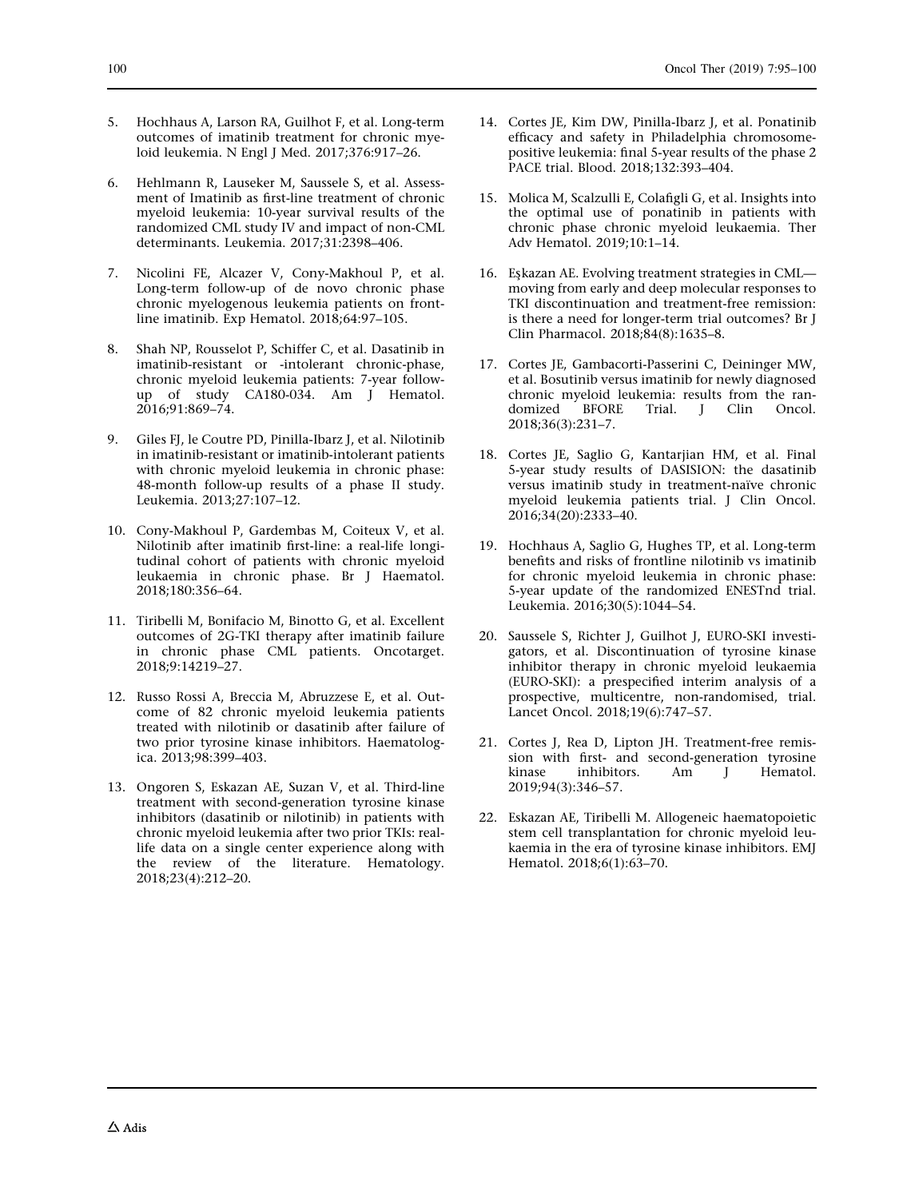5. Hochhaus A, Larson RA, Guilhot F, et al. Long-term outcomes of imatinib treatment for chronic myeloid leukemia. N Engl J Med. 2017;376:917–26.

6. Hehlmann R, Lauseker M, Saussele S, et al. Assessment of Imatinib as first-line treatment of chronic myeloid leukemia: 10-year survival results of the randomized CML study IV and impact of non-CML determinants. Leukemia. 2017;31:2398–406.

7. Nicolini FE, Alcazer V, Cony-Makhoul P, et al. Long-term follow-up of de novo chronic phase chronic myelogenous leukemia patients on front-line imatinib. Exp Hematol. 2018;64:97–105.

8. Shah NP, Rousselot P, Schiffer C, et al. Dasatinib in imatinib-resistant or -intolerant chronic-phase, chronic myeloid leukemia patients: 7-year follow-up of study CA180-034. Am J Hematol. 2016;91:869–74.

9. Giles FJ, le Coutre PD, Pinilla-Ibarz J, et al. Nilotinib in imatinib-resistant or imatinib-intolerant patients with chronic myeloid leukemia in chronic phase: 48-month follow-up results of a phase II study. Leukemia. 2013;27:107–12.

10. Cony-Makhoul P, Gardembas M, Coiteux V, et al. Nilotinib after imatinib first-line: a real-life longitudinal cohort of patients with chronic myeloid leukaemia in chronic phase. Br J Haematol. 2018;180:356–64.

11. Tiribelli M, Bonifacio M, Binotto G, et al. Excellent outcomes of 2G-TKI therapy after imatinib failure in chronic phase CML patients. Oncotarget. 2018;9:14219–27.

12. Russo Rossi A, Breccia M, Abruzzese E, et al. Outcome of 82 chronic myeloid leukemia patients treated with nilotinib or dasatinib after failure of two prior tyrosine kinase inhibitors. Haematologica. 2013;98:399–403.

13. Ongoren S, Eskazan AE, Suzan V, et al. Third-line treatment with second-generation tyrosine kinase inhibitors (dasatinib or nilotinib) in patients with chronic myeloid leukemia after two prior TKIs: real-life data on a single center experience along with the review of the literature. Hematology. 2018;23(4):212–20.

14. Cortes JE, Kim DW, Pinilla-Ibarz J, et al. Ponatinib efficacy and safety in Philadelphia chromosome-positive leukemia: final 5-year results of the phase 2 PACE trial. Blood. 2018;132:393–404.

15. Molica M, Scalzulli E, Colafigli G, et al. Insights into the optimal use of ponatinib in patients with chronic phase chronic myeloid leukaemia. Ther Adv Hematol. 2019;10:1–14.

16. Eşkazan AE. Evolving treatment strategies in CML—moving from early and deep molecular responses to TKI discontinuation and treatment-free remission: is there a need for longer-term trial outcomes? Br J Clin Pharmacol. 2018;84(8):1635–8.

17. Cortes JE, Gambacorti-Passerini C, Deininger MW, et al. Bosutinib versus imatinib for newly diagnosed chronic myeloid leukemia: results from the randomized BFORE Trial. J Clin Oncol. 2018;36(3):231–7.

18. Cortes JE, Saglio G, Kantarjian HM, et al. Final 5-year study results of DASISION: the dasatinib versus imatinib study in treatment-naïve chronic myeloid leukemia patients trial. J Clin Oncol. 2016;34(20):2333–40.

19. Hochhaus A, Saglio G, Hughes TP, et al. Long-term benefits and risks of frontline nilotinib vs imatinib for chronic myeloid leukemia in chronic phase: 5-year update of the randomized ENESTnd trial. Leukemia. 2016;30(5):1044–54.

20. Saussele S, Richter J, Guilhot J, EURO-SKI investigators, et al. Discontinuation of tyrosine kinase inhibitor therapy in chronic myeloid leukaemia (EURO-SKI): a prespecified interim analysis of a prospective, multicentre, non-randomised, trial. Lancet Oncol. 2018;19(6):747–57.

21. Cortes J, Rea D, Lipton JH. Treatment-free remission with first- and second-generation tyrosine kinase inhibitors. Am J Hematol. 2019;94(3):346–57.

22. Eskazan AE, Tiribelli M. Allogeneic haematopoietic stem cell transplantation for chronic myeloid leukaemia in the era of tyrosine kinase inhibitors. EMJ Hematol. 2018;6(1):63–70.